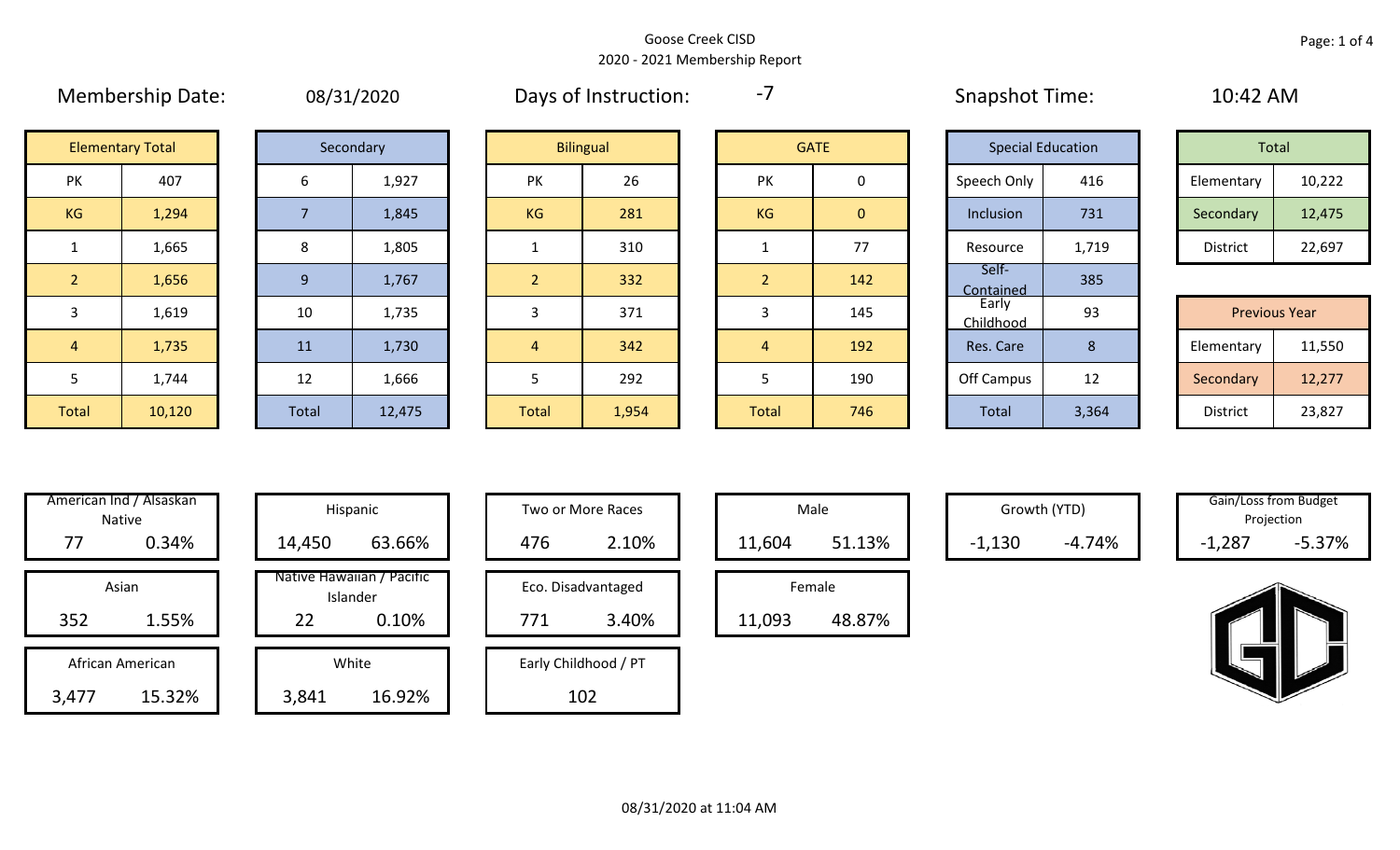Goose Creek CISD

2020 - 2021 Membership Report

Membership Date: 08/31/2020

Days of Instruction: -7

Snapshot Time: 10:42 AM

| Elementary Total | |
|---|---|
| PK | 407 |
| KG | 1,294 |
| 1 | 1,665 |
| 2 | 1,656 |
| 3 | 1,619 |
| 4 | 1,735 |
| 5 | 1,744 |
| Total | 10,120 |

| Secondary | |
|---|---|
| 6 | 1,927 |
| 7 | 1,845 |
| 8 | 1,805 |
| 9 | 1,767 |
| 10 | 1,735 |
| 11 | 1,730 |
| 12 | 1,666 |
| Total | 12,475 |

| Bilingual | |
|---|---|
| PK | 26 |
| KG | 281 |
| 1 | 310 |
| 2 | 332 |
| 3 | 371 |
| 4 | 342 |
| 5 | 292 |
| Total | 1,954 |

| GATE | |
|---|---|
| PK | 0 |
| KG | 0 |
| 1 | 77 |
| 2 | 142 |
| 3 | 145 |
| 4 | 192 |
| 5 | 190 |
| Total | 746 |

| Special Education | |
|---|---|
| Speech Only | 416 |
| Inclusion | 731 |
| Resource | 1,719 |
| Self-Contained | 385 |
| Early Childhood | 93 |
| Res. Care | 8 |
| Off Campus | 12 |
| Total | 3,364 |

| Total | |
|---|---|
| Elementary | 10,222 |
| Secondary | 12,475 |
| District | 22,697 |

| Previous Year | |
|---|---|
| Elementary | 11,550 |
| Secondary | 12,277 |
| District | 23,827 |

| Category | Count | Percent |
|---|---|---|
| American Ind / Alsaskan Native | 77 | 0.34% |
| Asian | 352 | 1.55% |
| African American | 3,477 | 15.32% |
| Hispanic | 14,450 | 63.66% |
| Native Hawaiian / Pacific Islander | 22 | 0.10% |
| White | 3,841 | 16.92% |
| Two or More Races | 476 | 2.10% |
| Eco. Disadvantaged | 771 | 3.40% |
| Early Childhood / PT | 102 | |
| Male | 11,604 | 51.13% |
| Female | 11,093 | 48.87% |
| Growth (YTD) | -1,130 | -4.74% |
| Gain/Loss from Budget Projection | -1,287 | -5.37% |

08/31/2020 at 11:04 AM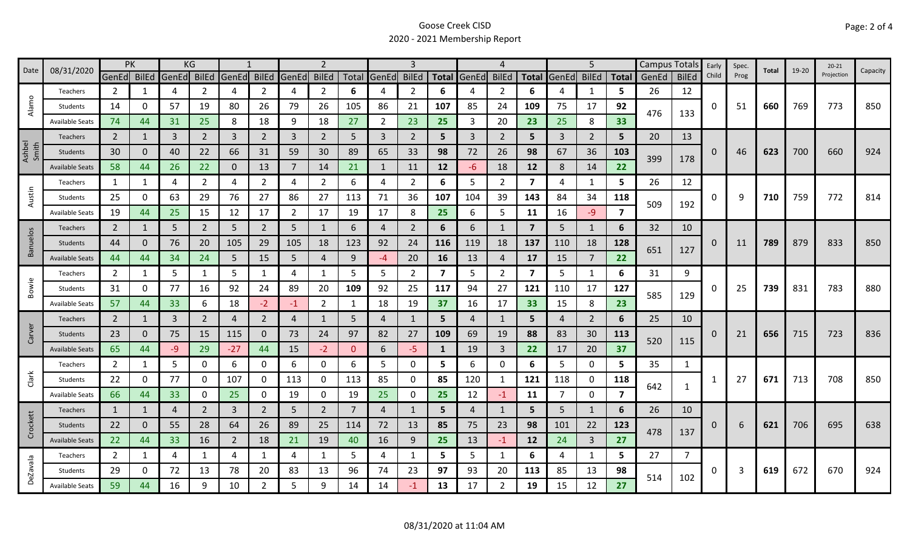Goose Creek CISD

2020 - 2021 Membership Report

| Date | 08/31/2020 | PK | | KG | | 1 | | 2 | | | 3 | | | 4 | | | 5 | | | Campus Totals | | Early Child | Spec. Prog | Total | 19-20 | 20-21 Projection | Capacity |
|---|---|---|---|---|---|---|---|---|---|---|---|---|---|---|---|---|---|---|---|---|---|---|---|---|---|---|---|
| | | GenEd | BilEd | GenEd | BilEd | GenEd | BilEd | GenEd | BilEd | Total | GenEd | BilEd | Total | GenEd | BilEd | Total | GenEd | BilEd | Total | GenEd | BilEd | | | | | | |
| Alamo | Teachers | 2 | 1 | 4 | 2 | 4 | 2 | 4 | 2 | 6 | 4 | 2 | 6 | 4 | 2 | 6 | 4 | 1 | 5 | 26 | 12 | 0 | 51 | 660 | 769 | 773 | 850 |
| | Students | 14 | 0 | 57 | 19 | 80 | 26 | 79 | 26 | 105 | 86 | 21 | 107 | 85 | 24 | 109 | 75 | 17 | 92 | 476 | 133 | | | | | | |
| | Available Seats | 74 | 44 | 31 | 25 | 8 | 18 | 9 | 18 | 27 | 2 | 23 | 25 | 3 | 20 | 23 | 25 | 8 | 33 | | | | | | | | |
| Ashbel Smith | Teachers | 2 | 1 | 3 | 2 | 3 | 2 | 3 | 2 | 5 | 3 | 2 | 5 | 3 | 2 | 5 | 3 | 2 | 5 | 20 | 13 | 0 | 46 | 623 | 700 | 660 | 924 |
| | Students | 30 | 0 | 40 | 22 | 66 | 31 | 59 | 30 | 89 | 65 | 33 | 98 | 72 | 26 | 98 | 67 | 36 | 103 | 399 | 178 | | | | | | |
| | Available Seats | 58 | 44 | 26 | 22 | 0 | 13 | 7 | 14 | 21 | 1 | 11 | 12 | -6 | 18 | 12 | 8 | 14 | 22 | | | | | | | | |
| Austin | Teachers | 1 | 1 | 4 | 2 | 4 | 2 | 4 | 2 | 6 | 4 | 2 | 6 | 5 | 2 | 7 | 4 | 1 | 5 | 26 | 12 | 0 | 9 | 710 | 759 | 772 | 814 |
| | Students | 25 | 0 | 63 | 29 | 76 | 27 | 86 | 27 | 113 | 71 | 36 | 107 | 104 | 39 | 143 | 84 | 34 | 118 | 509 | 192 | | | | | | |
| | Available Seats | 19 | 44 | 25 | 15 | 12 | 17 | 2 | 17 | 19 | 17 | 8 | 25 | 6 | 5 | 11 | 16 | -9 | 7 | | | | | | | | |
| Banuelos | Teachers | 2 | 1 | 5 | 2 | 5 | 2 | 5 | 1 | 6 | 4 | 2 | 6 | 6 | 1 | 7 | 5 | 1 | 6 | 32 | 10 | 0 | 11 | 789 | 879 | 833 | 850 |
| | Students | 44 | 0 | 76 | 20 | 105 | 29 | 105 | 18 | 123 | 92 | 24 | 116 | 119 | 18 | 137 | 110 | 18 | 128 | 651 | 127 | | | | | | |
| | Available Seats | 44 | 44 | 34 | 24 | 5 | 15 | 5 | 4 | 9 | -4 | 20 | 16 | 13 | 4 | 17 | 15 | 7 | 22 | | | | | | | | |
| Bowie | Teachers | 2 | 1 | 5 | 1 | 5 | 1 | 4 | 1 | 5 | 5 | 2 | 7 | 5 | 2 | 7 | 5 | 1 | 6 | 31 | 9 | 0 | 25 | 739 | 831 | 783 | 880 |
| | Students | 31 | 0 | 77 | 16 | 92 | 24 | 89 | 20 | 109 | 92 | 25 | 117 | 94 | 27 | 121 | 110 | 17 | 127 | 585 | 129 | | | | | | |
| | Available Seats | 57 | 44 | 33 | 6 | 18 | -2 | -1 | 2 | 1 | 18 | 19 | 37 | 16 | 17 | 33 | 15 | 8 | 23 | | | | | | | | |
| Carver | Teachers | 2 | 1 | 3 | 2 | 4 | 2 | 4 | 1 | 5 | 4 | 1 | 5 | 4 | 1 | 5 | 4 | 2 | 6 | 25 | 10 | 0 | 21 | 656 | 715 | 723 | 836 |
| | Students | 23 | 0 | 75 | 15 | 115 | 0 | 73 | 24 | 97 | 82 | 27 | 109 | 69 | 19 | 88 | 83 | 30 | 113 | 520 | 115 | | | | | | |
| | Available Seats | 65 | 44 | -9 | 29 | -27 | 44 | 15 | -2 | 0 | 6 | -5 | 1 | 19 | 3 | 22 | 17 | 20 | 37 | | | | | | | | |
| Clark | Teachers | 2 | 1 | 5 | 0 | 6 | 0 | 6 | 0 | 6 | 5 | 0 | 5 | 6 | 0 | 6 | 5 | 0 | 5 | 35 | 1 | 1 | 27 | 671 | 713 | 708 | 850 |
| | Students | 22 | 0 | 77 | 0 | 107 | 0 | 113 | 0 | 113 | 85 | 0 | 85 | 120 | 1 | 121 | 118 | 0 | 118 | 642 | 1 | | | | | | |
| | Available Seats | 66 | 44 | 33 | 0 | 25 | 0 | 19 | 0 | 19 | 25 | 0 | 25 | 12 | -1 | 11 | 7 | 0 | 7 | | | | | | | | |
| Crockett | Teachers | 1 | 1 | 4 | 2 | 3 | 2 | 5 | 2 | 7 | 4 | 1 | 5 | 4 | 1 | 5 | 5 | 1 | 6 | 26 | 10 | 0 | 6 | 621 | 706 | 695 | 638 |
| | Students | 22 | 0 | 55 | 28 | 64 | 26 | 89 | 25 | 114 | 72 | 13 | 85 | 75 | 23 | 98 | 101 | 22 | 123 | 478 | 137 | | | | | | |
| | Available Seats | 22 | 44 | 33 | 16 | 2 | 18 | 21 | 19 | 40 | 16 | 9 | 25 | 13 | -1 | 12 | 24 | 3 | 27 | | | | | | | | |
| DeZavala | Teachers | 2 | 1 | 4 | 1 | 4 | 1 | 4 | 1 | 5 | 4 | 1 | 5 | 5 | 1 | 6 | 4 | 1 | 5 | 27 | 7 | 0 | 3 | 619 | 672 | 670 | 924 |
| | Students | 29 | 0 | 72 | 13 | 78 | 20 | 83 | 13 | 96 | 74 | 23 | 97 | 93 | 20 | 113 | 85 | 13 | 98 | 514 | 102 | | | | | | |
| | Available Seats | 59 | 44 | 16 | 9 | 10 | 2 | 5 | 9 | 14 | 14 | -1 | 13 | 17 | 2 | 19 | 15 | 12 | 27 | | | | | | | | |

08/31/2020 at 11:04 AM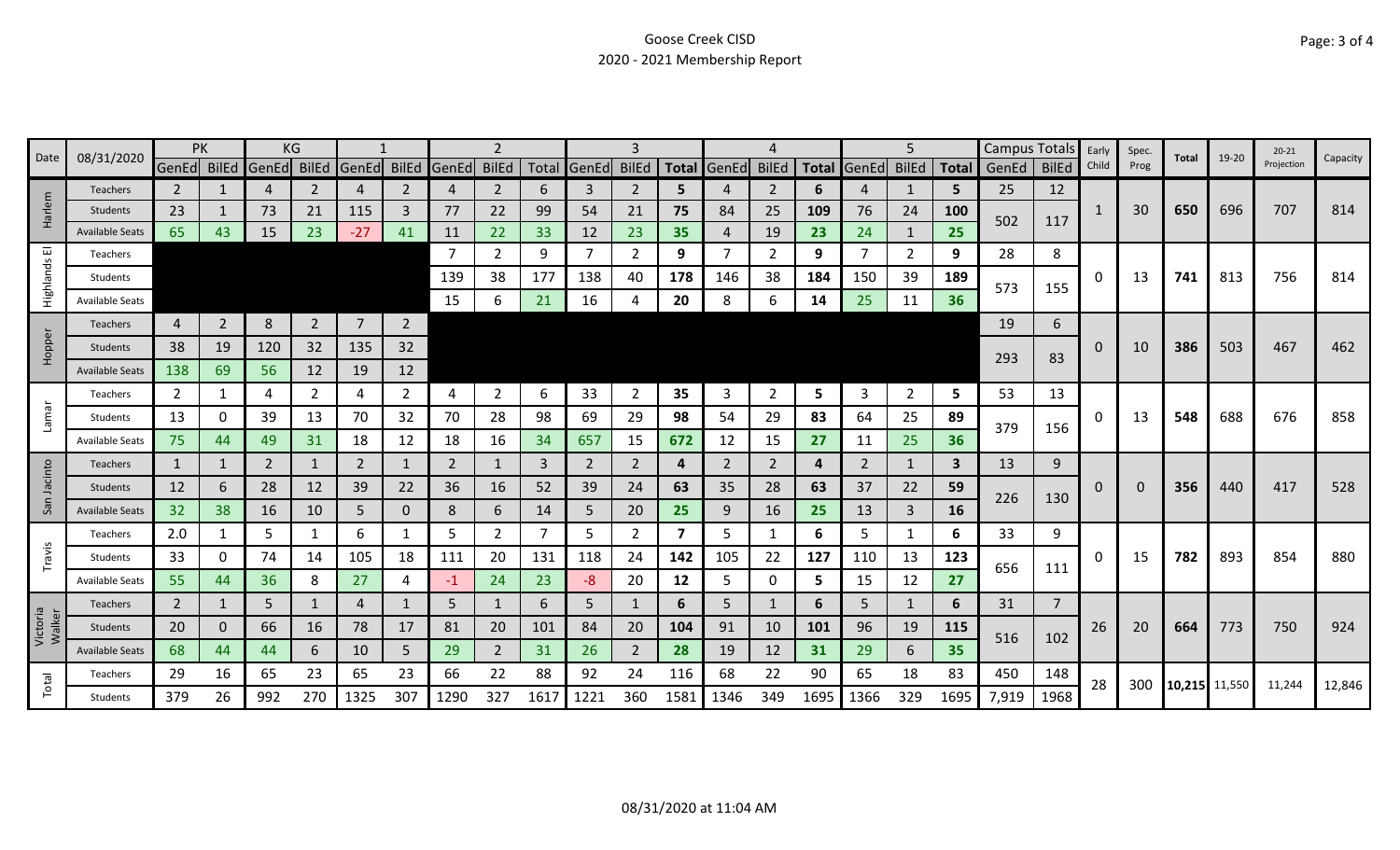Goose Creek CISD
2020 - 2021 Membership Report

| Date | 08/31/2020 | PK | | KG | | 1 | | 2 | | | 3 | | | 4 | | | 5 | | | Campus Totals | | Early Child | Spec. Prog | Total | 19-20 | 20-21 Projection | Capacity |
|---|---|---|---|---|---|---|---|---|---|---|---|---|---|---|---|---|---|---|---|---|---|---|---|---|---|---|---|
| | | GenEd | BilEd | GenEd | BilEd | GenEd | BilEd | GenEd | BilEd | Total | GenEd | BilEd | Total | GenEd | BilEd | Total | GenEd | BilEd | Total | GenEd | BilEd | | | | | | |
| Harlem | Teachers | 2 | 1 | 4 | 2 | 4 | 2 | 4 | 2 | 6 | 3 | 2 | 5 | 4 | 2 | 6 | 4 | 1 | 5 | 25 | 12 | 1 | 30 | 650 | 696 | 707 | 814 |
| | Students | 23 | 1 | 73 | 21 | 115 | 3 | 77 | 22 | 99 | 54 | 21 | 75 | 84 | 25 | 109 | 76 | 24 | 100 | 502 | 117 | | | | | | |
| | Available Seats | 65 | 43 | 15 | 23 | -27 | 41 | 11 | 22 | 33 | 12 | 23 | 35 | 4 | 19 | 23 | 24 | 1 | 25 | | | | | | | | |
| Highlands El | Teachers | | | | | | | 7 | 2 | 9 | 7 | 2 | 9 | 7 | 2 | 9 | 7 | 2 | 9 | 28 | 8 | 0 | 13 | 741 | 813 | 756 | 814 |
| | Students | | | | | | | 139 | 38 | 177 | 138 | 40 | 178 | 146 | 38 | 184 | 150 | 39 | 189 | 573 | 155 | | | | | | |
| | Available Seats | | | | | | | 15 | 6 | 21 | 16 | 4 | 20 | 8 | 6 | 14 | 25 | 11 | 36 | | | | | | | | |
| Hopper | Teachers | 4 | 2 | 8 | 2 | 7 | 2 | | | | | | | | | | | | | 19 | 6 | 0 | 10 | 386 | 503 | 467 | 462 |
| | Students | 38 | 19 | 120 | 32 | 135 | 32 | | | | | | | | | | | | | 293 | 83 | | | | | | |
| | Available Seats | 138 | 69 | 56 | 12 | 19 | 12 | | | | | | | | | | | | | | | | | | | | |
| Lamar | Teachers | 2 | 1 | 4 | 2 | 4 | 2 | 4 | 2 | 6 | 33 | 2 | 35 | 3 | 2 | 5 | 3 | 2 | 5 | 53 | 13 | 0 | 13 | 548 | 688 | 676 | 858 |
| | Students | 13 | 0 | 39 | 13 | 70 | 32 | 70 | 28 | 98 | 69 | 29 | 98 | 54 | 29 | 83 | 64 | 25 | 89 | 379 | 156 | | | | | | |
| | Available Seats | 75 | 44 | 49 | 31 | 18 | 12 | 18 | 16 | 34 | 657 | 15 | 672 | 12 | 15 | 27 | 11 | 25 | 36 | | | | | | | | |
| San Jacinto | Teachers | 1 | 1 | 2 | 1 | 2 | 1 | 2 | 1 | 3 | 2 | 2 | 4 | 2 | 2 | 4 | 2 | 1 | 3 | 13 | 9 | 0 | 0 | 356 | 440 | 417 | 528 |
| | Students | 12 | 6 | 28 | 12 | 39 | 22 | 36 | 16 | 52 | 39 | 24 | 63 | 35 | 28 | 63 | 37 | 22 | 59 | 226 | 130 | | | | | | |
| | Available Seats | 32 | 38 | 16 | 10 | 5 | 0 | 8 | 6 | 14 | 5 | 20 | 25 | 9 | 16 | 25 | 13 | 3 | 16 | | | | | | | | |
| Travis | Teachers | 2.0 | 1 | 5 | 1 | 6 | 1 | 5 | 2 | 7 | 5 | 2 | 7 | 5 | 1 | 6 | 5 | 1 | 6 | 33 | 9 | 0 | 15 | 782 | 893 | 854 | 880 |
| | Students | 33 | 0 | 74 | 14 | 105 | 18 | 111 | 20 | 131 | 118 | 24 | 142 | 105 | 22 | 127 | 110 | 13 | 123 | 656 | 111 | | | | | | |
| | Available Seats | 55 | 44 | 36 | 8 | 27 | 4 | -1 | 24 | 23 | -8 | 20 | 12 | 5 | 0 | 5 | 15 | 12 | 27 | | | | | | | | |
| Victoria Walker | Teachers | 2 | 1 | 5 | 1 | 4 | 1 | 5 | 1 | 6 | 5 | 1 | 6 | 5 | 1 | 6 | 5 | 1 | 6 | 31 | 7 | 26 | 20 | 664 | 773 | 750 | 924 |
| | Students | 20 | 0 | 66 | 16 | 78 | 17 | 81 | 20 | 101 | 84 | 20 | 104 | 91 | 10 | 101 | 96 | 19 | 115 | 516 | 102 | | | | | | |
| | Available Seats | 68 | 44 | 44 | 6 | 10 | 5 | 29 | 2 | 31 | 26 | 2 | 28 | 19 | 12 | 31 | 29 | 6 | 35 | | | | | | | | |
| Total | Teachers | 29 | 16 | 65 | 23 | 65 | 23 | 66 | 22 | 88 | 92 | 24 | 116 | 68 | 22 | 90 | 65 | 18 | 83 | 450 | 148 | 28 | 300 | 10,215 | 11,550 | 11,244 | 12,846 |
| | Students | 379 | 26 | 992 | 270 | 1325 | 307 | 1290 | 327 | 1617 | 1221 | 360 | 1581 | 1346 | 349 | 1695 | 1366 | 329 | 1695 | 7,919 | 1968 | | | | | | |

08/31/2020 at 11:04 AM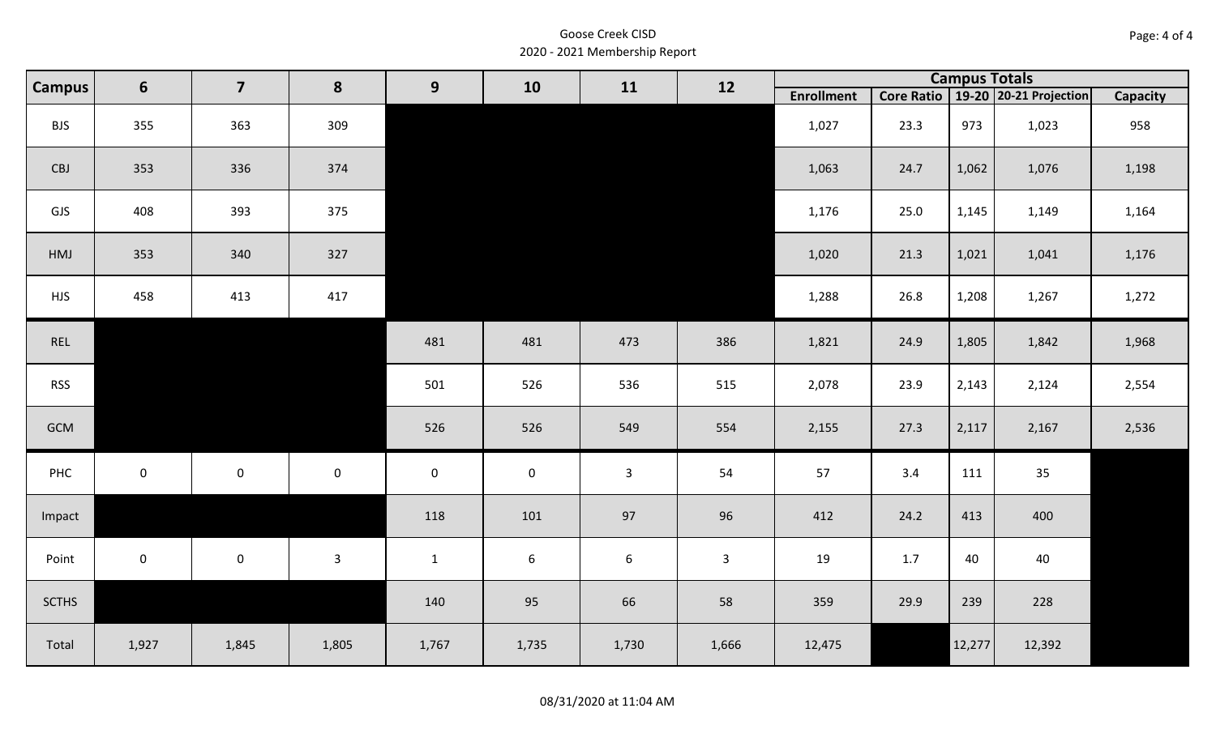Goose Creek CISD
2020 - 2021 Membership Report

| Campus | 6 | 7 | 8 | 9 | 10 | 11 | 12 | Campus Totals | | | | |
|---|---|---|---|---|---|---|---|---|---|---|---|---|
| | | | | | | | | Enrollment | Core Ratio | 19-20 | 20-21 Projection | Capacity |
| BJS | 355 | 363 | 309 | | | | | 1,027 | 23.3 | 973 | 1,023 | 958 |
| CBJ | 353 | 336 | 374 | | | | | 1,063 | 24.7 | 1,062 | 1,076 | 1,198 |
| GJS | 408 | 393 | 375 | | | | | 1,176 | 25.0 | 1,145 | 1,149 | 1,164 |
| HMJ | 353 | 340 | 327 | | | | | 1,020 | 21.3 | 1,021 | 1,041 | 1,176 |
| HJS | 458 | 413 | 417 | | | | | 1,288 | 26.8 | 1,208 | 1,267 | 1,272 |
| REL | | | | 481 | 481 | 473 | 386 | 1,821 | 24.9 | 1,805 | 1,842 | 1,968 |
| RSS | | | | 501 | 526 | 536 | 515 | 2,078 | 23.9 | 2,143 | 2,124 | 2,554 |
| GCM | | | | 526 | 526 | 549 | 554 | 2,155 | 27.3 | 2,117 | 2,167 | 2,536 |
| PHC | 0 | 0 | 0 | 0 | 0 | 3 | 54 | 57 | 3.4 | 111 | 35 | |
| Impact | | | | 118 | 101 | 97 | 96 | 412 | 24.2 | 413 | 400 | |
| Point | 0 | 0 | 3 | 1 | 6 | 6 | 3 | 19 | 1.7 | 40 | 40 | |
| SCTHS | | | | 140 | 95 | 66 | 58 | 359 | 29.9 | 239 | 228 | |
| Total | 1,927 | 1,845 | 1,805 | 1,767 | 1,735 | 1,730 | 1,666 | 12,475 | | 12,277 | 12,392 | |

08/31/2020 at 11:04 AM